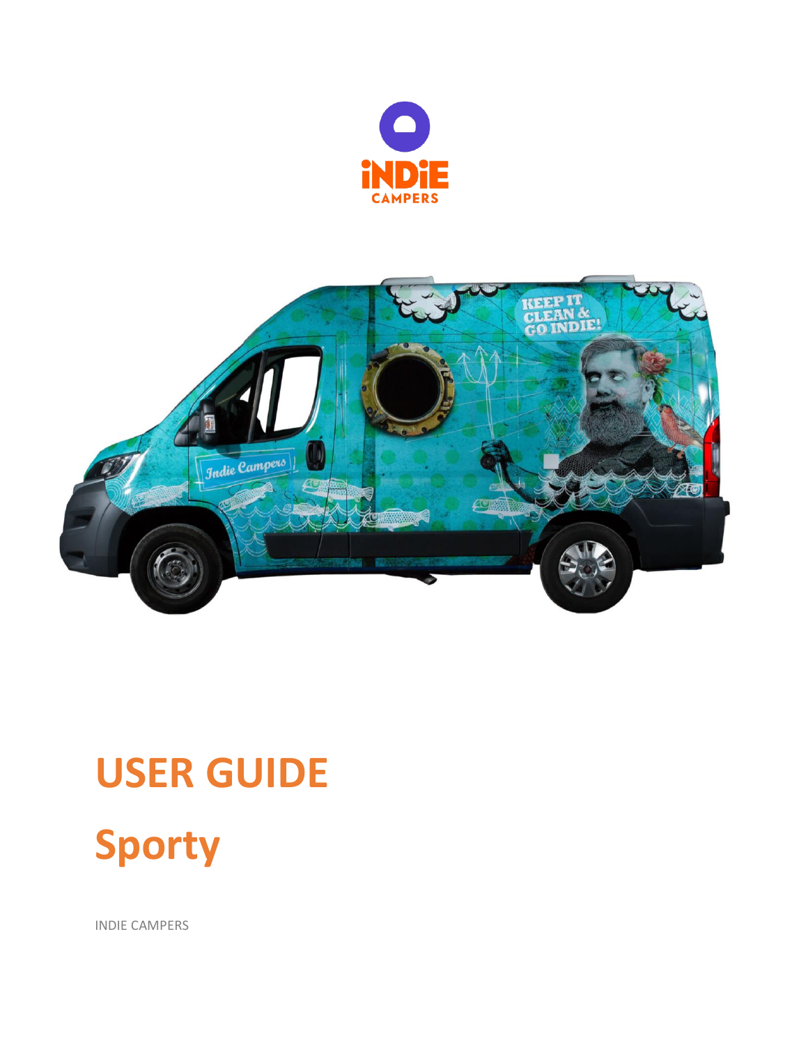# USER GUIDE

# Sporty

INDIE CAMPERS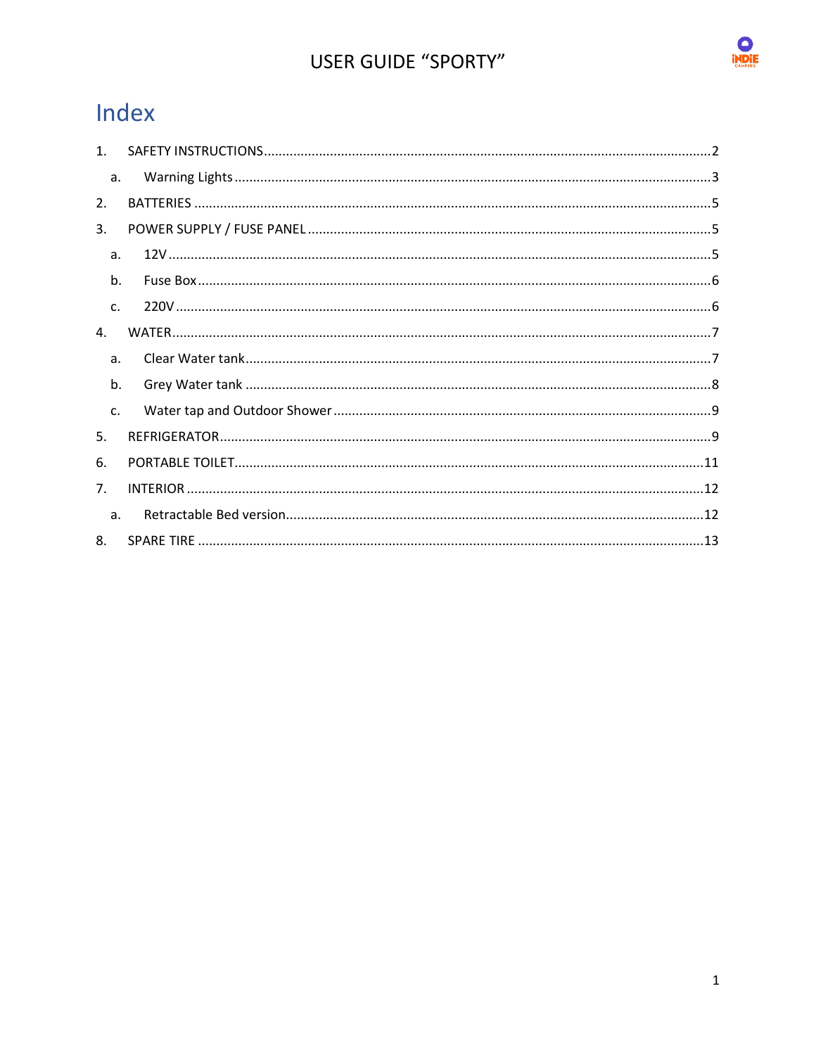# Index

1. SAFETY INSTRUCTIONS ........................................ 2
   a. Warning Lights ........................................ 3
2. BATTERIES ........................................ 5
3. POWER SUPPLY / FUSE PANEL ........................................ 5
   a. 12V ........................................ 5
   b. Fuse Box ........................................ 6
   c. 220V ........................................ 6
4. WATER ........................................ 7
   a. Clear Water tank ........................................ 7
   b. Grey Water tank ........................................ 8
   c. Water tap and Outdoor Shower ........................................ 9
5. REFRIGERATOR ........................................ 9
6. PORTABLE TOILET ........................................ 11
7. INTERIOR ........................................ 12
   a. Retractable Bed version ........................................ 12
8. SPARE TIRE ........................................ 13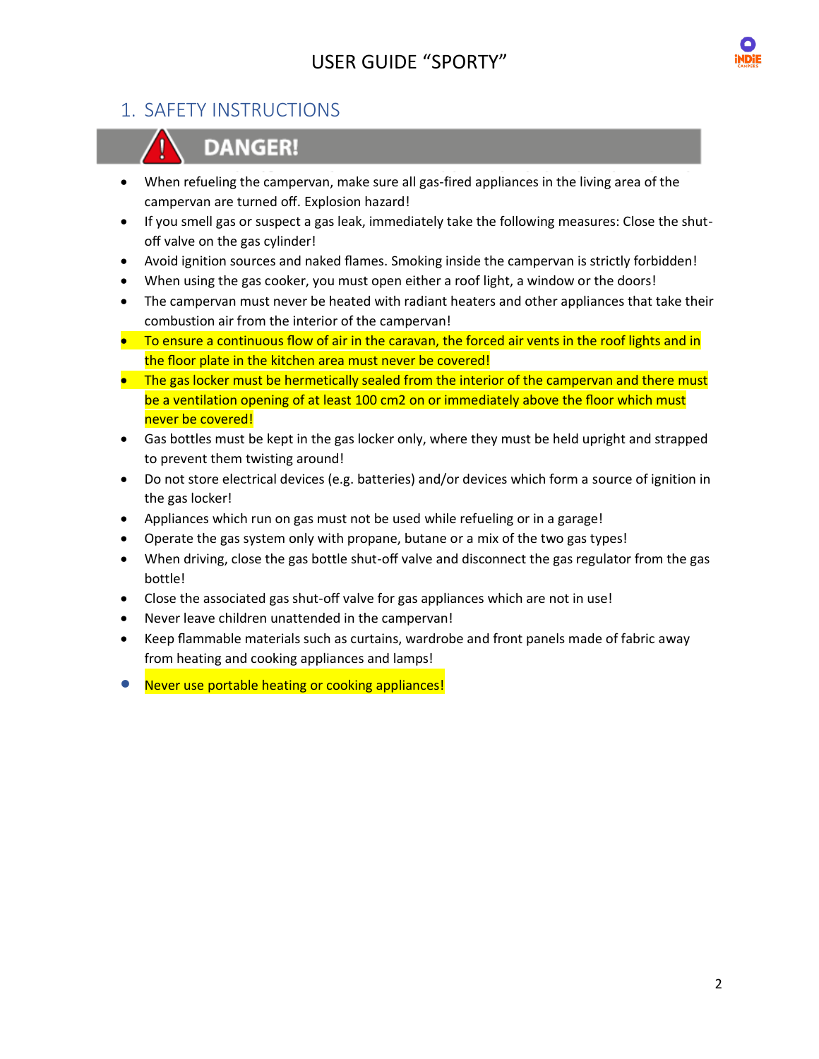## 1. SAFETY INSTRUCTIONS

**DANGER!**

- When refueling the campervan, make sure all gas-fired appliances in the living area of the campervan are turned off. Explosion hazard!
- If you smell gas or suspect a gas leak, immediately take the following measures: Close the shut-off valve on the gas cylinder!
- Avoid ignition sources and naked flames. Smoking inside the campervan is strictly forbidden!
- When using the gas cooker, you must open either a roof light, a window or the doors!
- The campervan must never be heated with radiant heaters and other appliances that take their combustion air from the interior of the campervan!
- To ensure a continuous flow of air in the caravan, the forced air vents in the roof lights and in the floor plate in the kitchen area must never be covered!
- The gas locker must be hermetically sealed from the interior of the campervan and there must be a ventilation opening of at least 100 cm2 on or immediately above the floor which must never be covered!
- Gas bottles must be kept in the gas locker only, where they must be held upright and strapped to prevent them twisting around!
- Do not store electrical devices (e.g. batteries) and/or devices which form a source of ignition in the gas locker!
- Appliances which run on gas must not be used while refueling or in a garage!
- Operate the gas system only with propane, butane or a mix of the two gas types!
- When driving, close the gas bottle shut-off valve and disconnect the gas regulator from the gas bottle!
- Close the associated gas shut-off valve for gas appliances which are not in use!
- Never leave children unattended in the campervan!
- Keep flammable materials such as curtains, wardrobe and front panels made of fabric away from heating and cooking appliances and lamps!
- Never use portable heating or cooking appliances!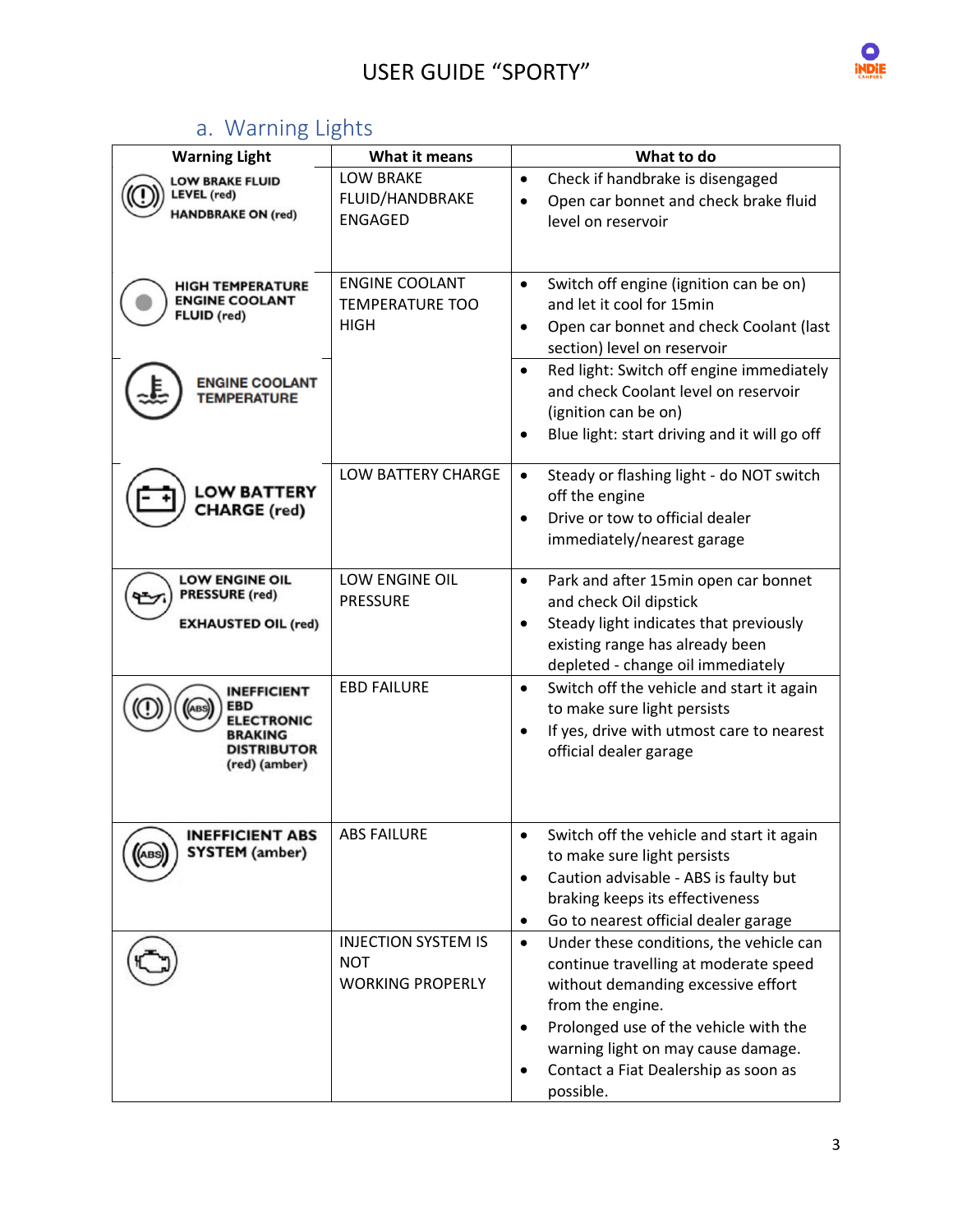## a. Warning Lights

| Warning Light | What it means | What to do |
|---|---|---|
| LOW BRAKE FLUID LEVEL (red)<br>HANDBRAKE ON (red) | LOW BRAKE FLUID/HANDBRAKE ENGAGED | • Check if handbrake is disengaged<br>• Open car bonnet and check brake fluid level on reservoir |
| HIGH TEMPERATURE ENGINE COOLANT FLUID (red) | ENGINE COOLANT TEMPERATURE TOO HIGH | • Switch off engine (ignition can be on) and let it cool for 15min<br>• Open car bonnet and check Coolant (last section) level on reservoir |
| ENGINE COOLANT TEMPERATURE | | • Red light: Switch off engine immediately and check Coolant level on reservoir (ignition can be on)<br>• Blue light: start driving and it will go off |
| LOW BATTERY CHARGE (red) | LOW BATTERY CHARGE | • Steady or flashing light - do NOT switch off the engine<br>• Drive or tow to official dealer immediately/nearest garage |
| LOW ENGINE OIL PRESSURE (red)<br>EXHAUSTED OIL (red) | LOW ENGINE OIL PRESSURE | • Park and after 15min open car bonnet and check Oil dipstick<br>• Steady light indicates that previously existing range has already been depleted - change oil immediately |
| INEFFICIENT EBD ELECTRONIC BRAKING DISTRIBUTOR (red) (amber) | EBD FAILURE | • Switch off the vehicle and start it again to make sure light persists<br>• If yes, drive with utmost care to nearest official dealer garage |
| INEFFICIENT ABS SYSTEM (amber) | ABS FAILURE | • Switch off the vehicle and start it again to make sure light persists<br>• Caution advisable - ABS is faulty but braking keeps its effectiveness<br>• Go to nearest official dealer garage |
| | INJECTION SYSTEM IS NOT WORKING PROPERLY | • Under these conditions, the vehicle can continue travelling at moderate speed without demanding excessive effort from the engine.<br>• Prolonged use of the vehicle with the warning light on may cause damage.<br>• Contact a Fiat Dealership as soon as possible. |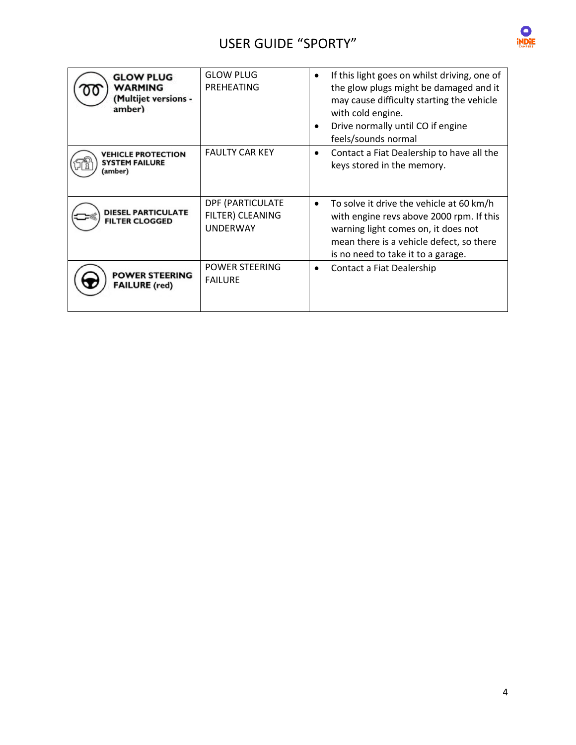| GLOW PLUG WARMING (Multijet versions - amber) | GLOW PLUG PREHEATING | • If this light goes on whilst driving, one of the glow plugs might be damaged and it may cause difficulty starting the vehicle with cold engine.<br>• Drive normally until CO if engine feels/sounds normal |
|---|---|---|
| VEHICLE PROTECTION SYSTEM FAILURE (amber) | FAULTY CAR KEY | • Contact a Fiat Dealership to have all the keys stored in the memory. |
| DIESEL PARTICULATE FILTER CLOGGED | DPF (PARTICULATE FILTER) CLEANING UNDERWAY | • To solve it drive the vehicle at 60 km/h with engine revs above 2000 rpm. If this warning light comes on, it does not mean there is a vehicle defect, so there is no need to take it to a garage. |
| POWER STEERING FAILURE (red) | POWER STEERING FAILURE | • Contact a Fiat Dealership |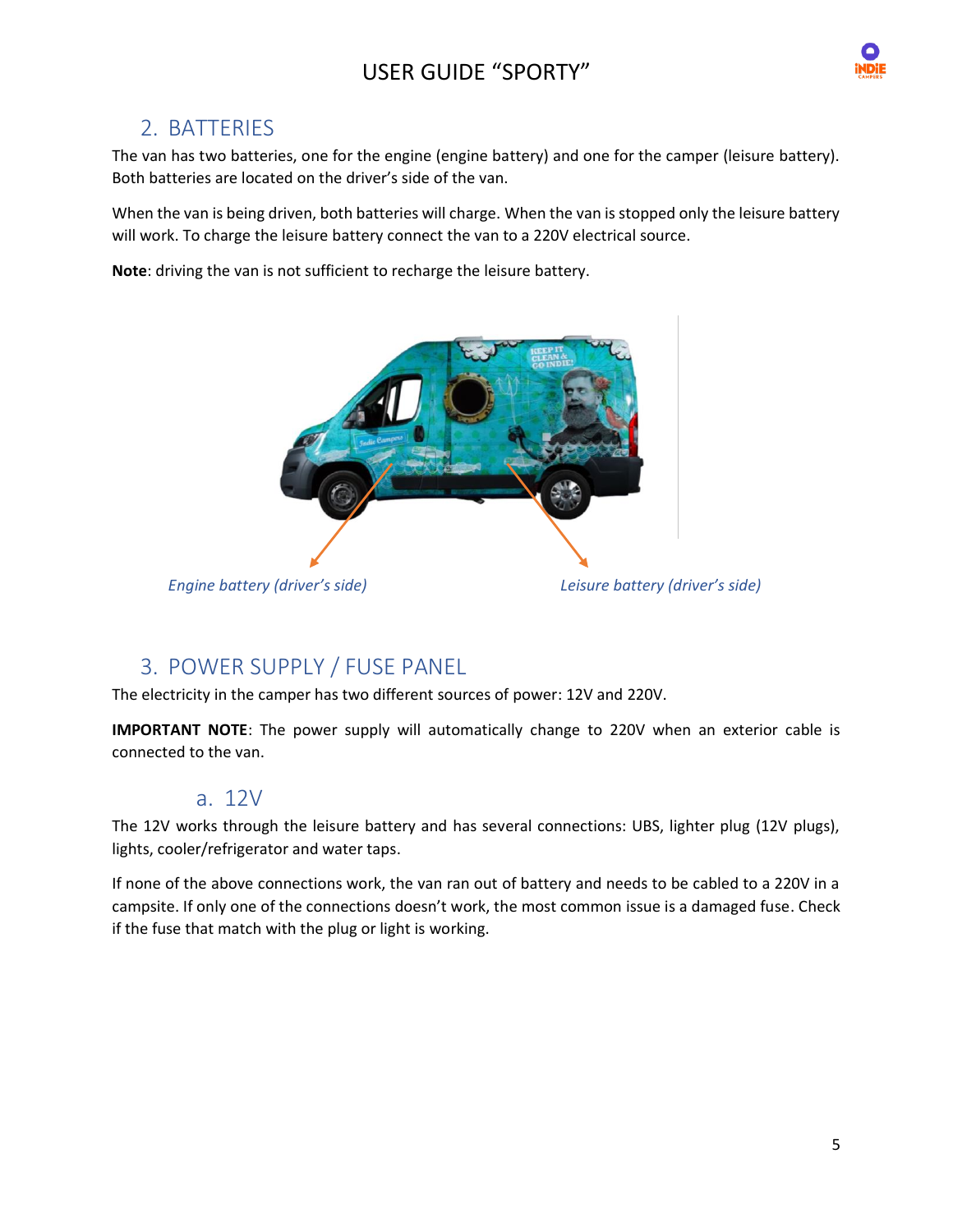## 2. BATTERIES

The van has two batteries, one for the engine (engine battery) and one for the camper (leisure battery). Both batteries are located on the driver's side of the van.

When the van is being driven, both batteries will charge. When the van is stopped only the leisure battery will work. To charge the leisure battery connect the van to a 220V electrical source.

**Note**: driving the van is not sufficient to recharge the leisure battery.

*Engine battery (driver's side)*

*Leisure battery (driver's side)*

## 3. POWER SUPPLY / FUSE PANEL

The electricity in the camper has two different sources of power: 12V and 220V.

**IMPORTANT NOTE**: The power supply will automatically change to 220V when an exterior cable is connected to the van.

### a. 12V

The 12V works through the leisure battery and has several connections: UBS, lighter plug (12V plugs), lights, cooler/refrigerator and water taps.

If none of the above connections work, the van ran out of battery and needs to be cabled to a 220V in a campsite. If only one of the connections doesn't work, the most common issue is a damaged fuse. Check if the fuse that match with the plug or light is working.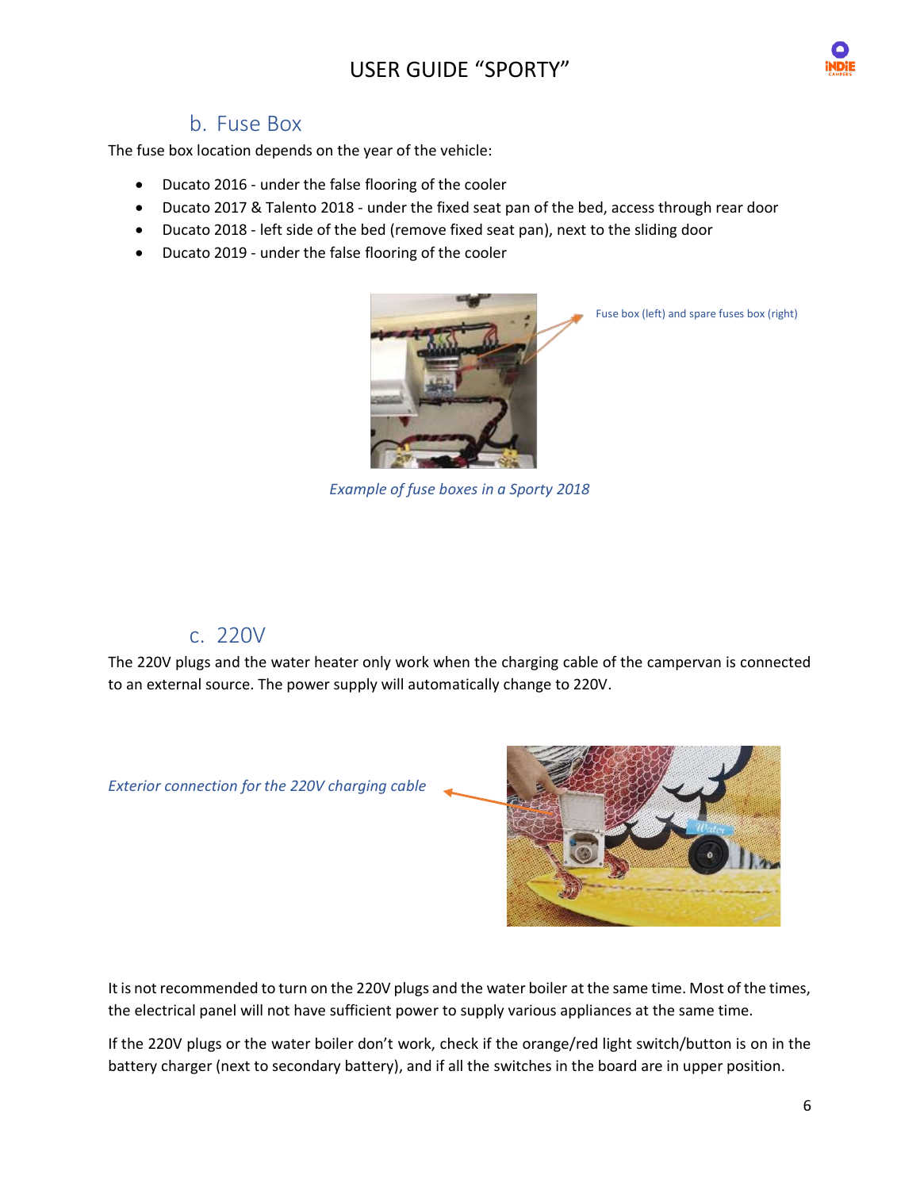## b. Fuse Box

The fuse box location depends on the year of the vehicle:

- Ducato 2016 - under the false flooring of the cooler
- Ducato 2017 & Talento 2018 - under the fixed seat pan of the bed, access through rear door
- Ducato 2018 - left side of the bed (remove fixed seat pan), next to the sliding door
- Ducato 2019 - under the false flooring of the cooler

Fuse box (left) and spare fuses box (right)

*Example of fuse boxes in a Sporty 2018*

## c. 220V

The 220V plugs and the water heater only work when the charging cable of the campervan is connected to an external source. The power supply will automatically change to 220V.

*Exterior connection for the 220V charging cable*

It is not recommended to turn on the 220V plugs and the water boiler at the same time. Most of the times, the electrical panel will not have sufficient power to supply various appliances at the same time.

If the 220V plugs or the water boiler don't work, check if the orange/red light switch/button is on in the battery charger (next to secondary battery), and if all the switches in the board are in upper position.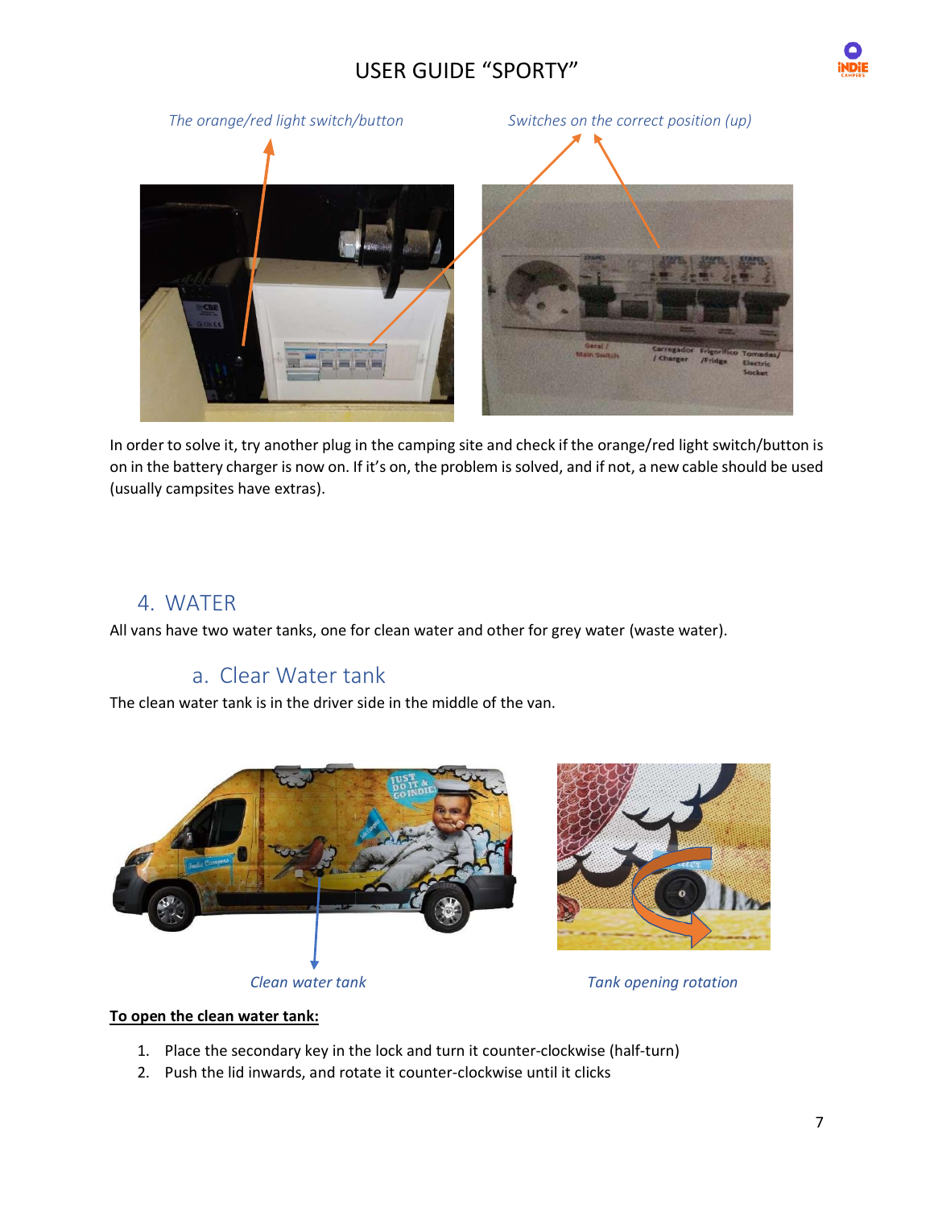*The orange/red light switch/button*

*Switches on the correct position (up)*

In order to solve it, try another plug in the camping site and check if the orange/red light switch/button is on in the battery charger is now on. If it's on, the problem is solved, and if not, a new cable should be used (usually campsites have extras).

## 4. WATER

All vans have two water tanks, one for clean water and other for grey water (waste water).

### a. Clear Water tank

The clean water tank is in the driver side in the middle of the van.

*Clean water tank*

*Tank opening rotation*

**To open the clean water tank:**

1. Place the secondary key in the lock and turn it counter-clockwise (half-turn)
2. Push the lid inwards, and rotate it counter-clockwise until it clicks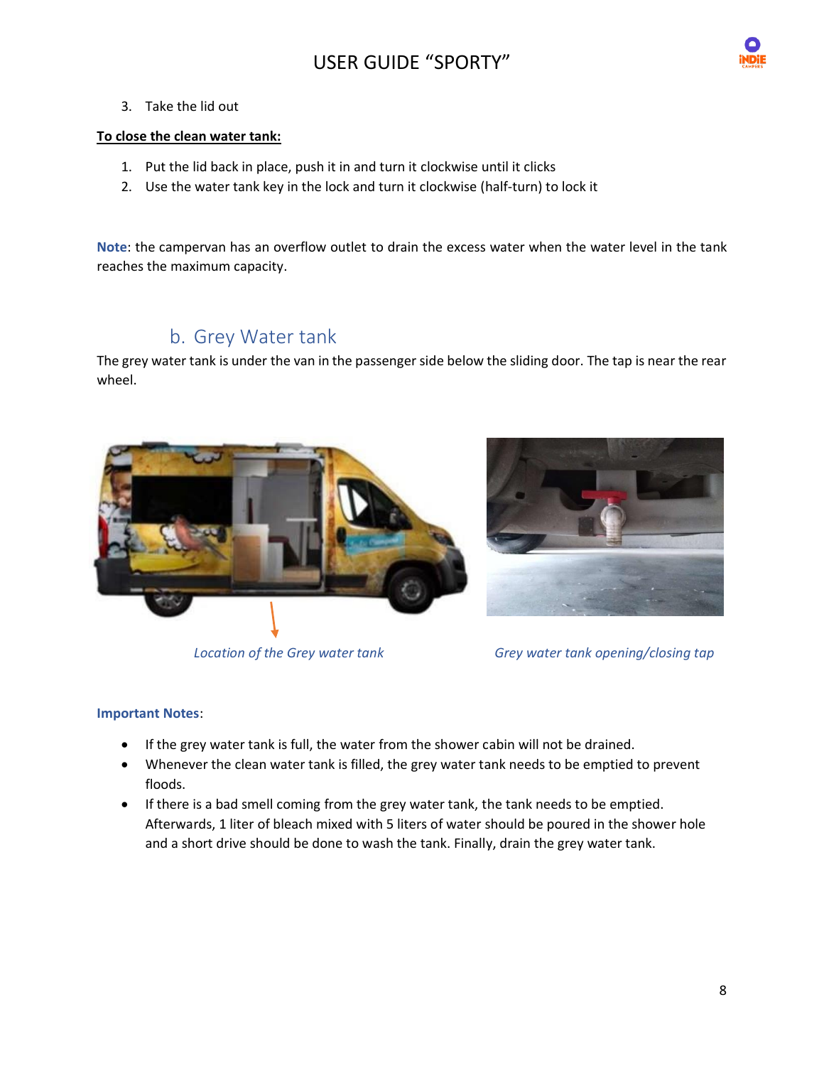3. Take the lid out

**To close the clean water tank:**

1. Put the lid back in place, push it in and turn it clockwise until it clicks
2. Use the water tank key in the lock and turn it clockwise (half-turn) to lock it

**Note**: the campervan has an overflow outlet to drain the excess water when the water level in the tank reaches the maximum capacity.

## b. Grey Water tank

The grey water tank is under the van in the passenger side below the sliding door. The tap is near the rear wheel.

*Location of the Grey water tank*

*Grey water tank opening/closing tap*

**Important Notes**:

- If the grey water tank is full, the water from the shower cabin will not be drained.
- Whenever the clean water tank is filled, the grey water tank needs to be emptied to prevent floods.
- If there is a bad smell coming from the grey water tank, the tank needs to be emptied. Afterwards, 1 liter of bleach mixed with 5 liters of water should be poured in the shower hole and a short drive should be done to wash the tank. Finally, drain the grey water tank.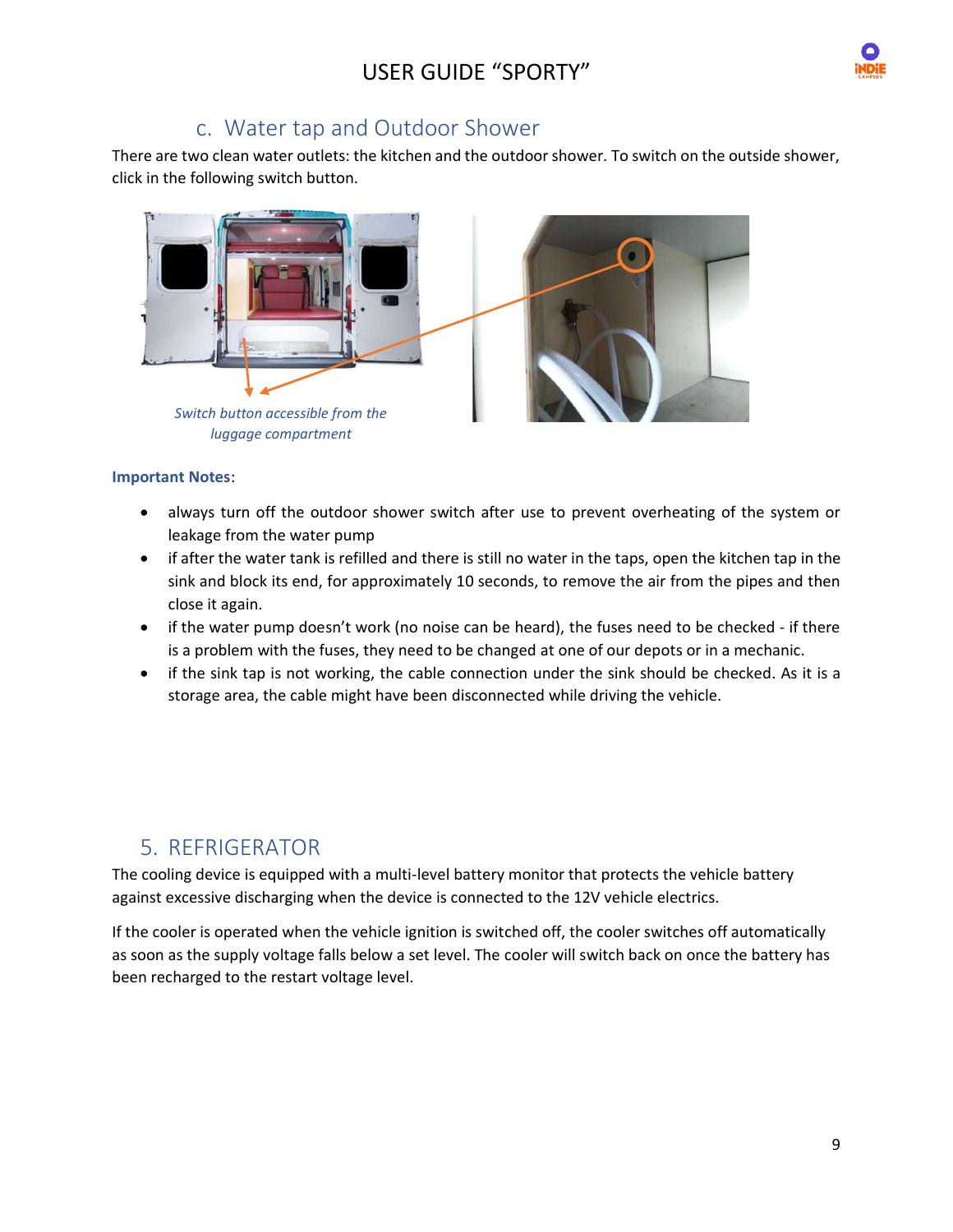## c. Water tap and Outdoor Shower

There are two clean water outlets: the kitchen and the outdoor shower. To switch on the outside shower, click in the following switch button.

*Switch button accessible from the luggage compartment*

**Important Notes**:

- always turn off the outdoor shower switch after use to prevent overheating of the system or leakage from the water pump
- if after the water tank is refilled and there is still no water in the taps, open the kitchen tap in the sink and block its end, for approximately 10 seconds, to remove the air from the pipes and then close it again.
- if the water pump doesn't work (no noise can be heard), the fuses need to be checked - if there is a problem with the fuses, they need to be changed at one of our depots or in a mechanic.
- if the sink tap is not working, the cable connection under the sink should be checked. As it is a storage area, the cable might have been disconnected while driving the vehicle.

# 5. REFRIGERATOR

The cooling device is equipped with a multi-level battery monitor that protects the vehicle battery against excessive discharging when the device is connected to the 12V vehicle electrics.

If the cooler is operated when the vehicle ignition is switched off, the cooler switches off automatically as soon as the supply voltage falls below a set level. The cooler will switch back on once the battery has been recharged to the restart voltage level.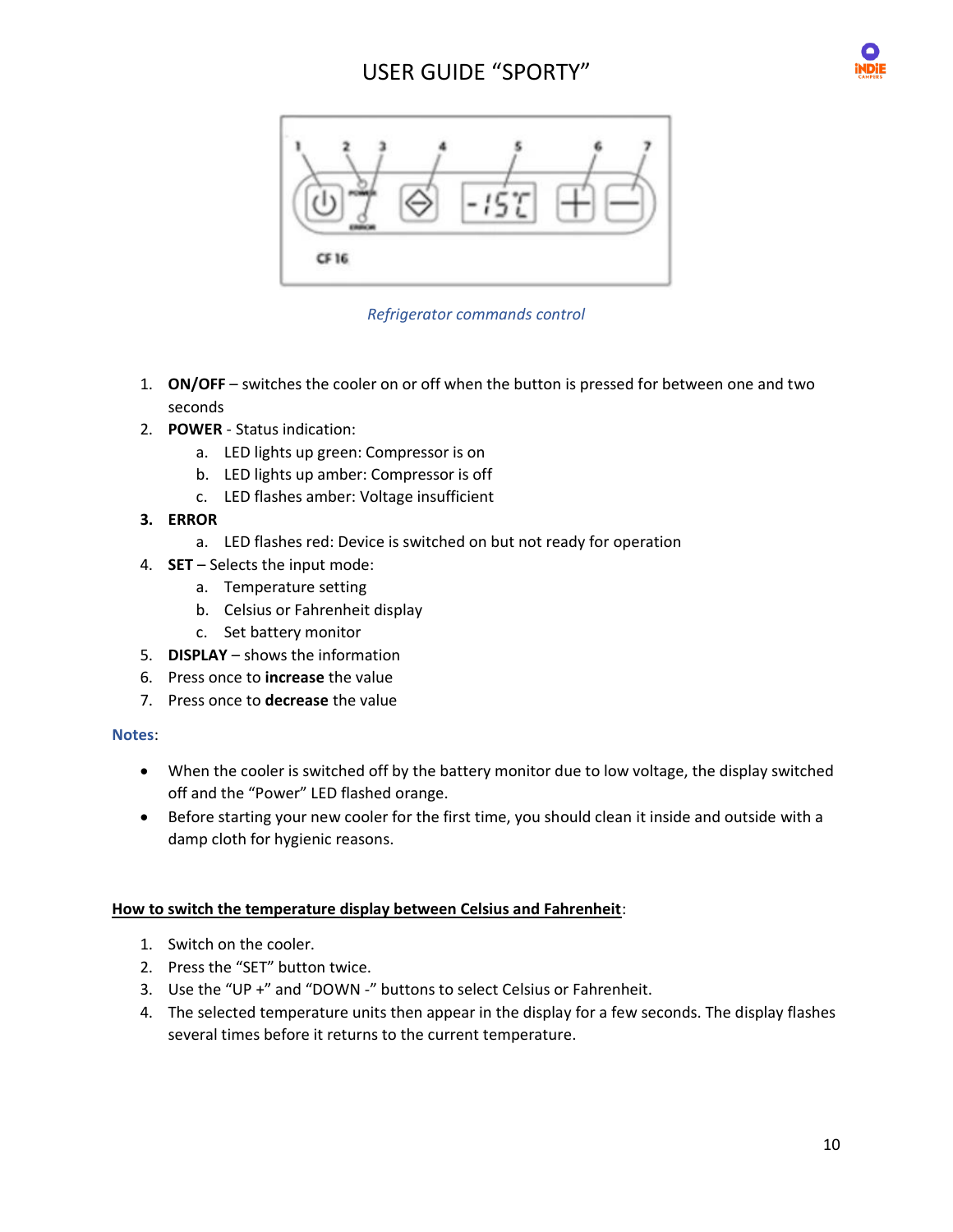# USER GUIDE "SPORTY"

*Refrigerator commands control*

1. **ON/OFF** – switches the cooler on or off when the button is pressed for between one and two seconds
2. **POWER** - Status indication:
   a. LED lights up green: Compressor is on
   b. LED lights up amber: Compressor is off
   c. LED flashes amber: Voltage insufficient
3. **ERROR**
   a. LED flashes red: Device is switched on but not ready for operation
4. **SET** – Selects the input mode:
   a. Temperature setting
   b. Celsius or Fahrenheit display
   c. Set battery monitor
5. **DISPLAY** – shows the information
6. Press once to **increase** the value
7. Press once to **decrease** the value

**Notes**:

- When the cooler is switched off by the battery monitor due to low voltage, the display switched off and the "Power" LED flashed orange.
- Before starting your new cooler for the first time, you should clean it inside and outside with a damp cloth for hygienic reasons.

**How to switch the temperature display between Celsius and Fahrenheit**:

1. Switch on the cooler.
2. Press the "SET" button twice.
3. Use the "UP +" and "DOWN -" buttons to select Celsius or Fahrenheit.
4. The selected temperature units then appear in the display for a few seconds. The display flashes several times before it returns to the current temperature.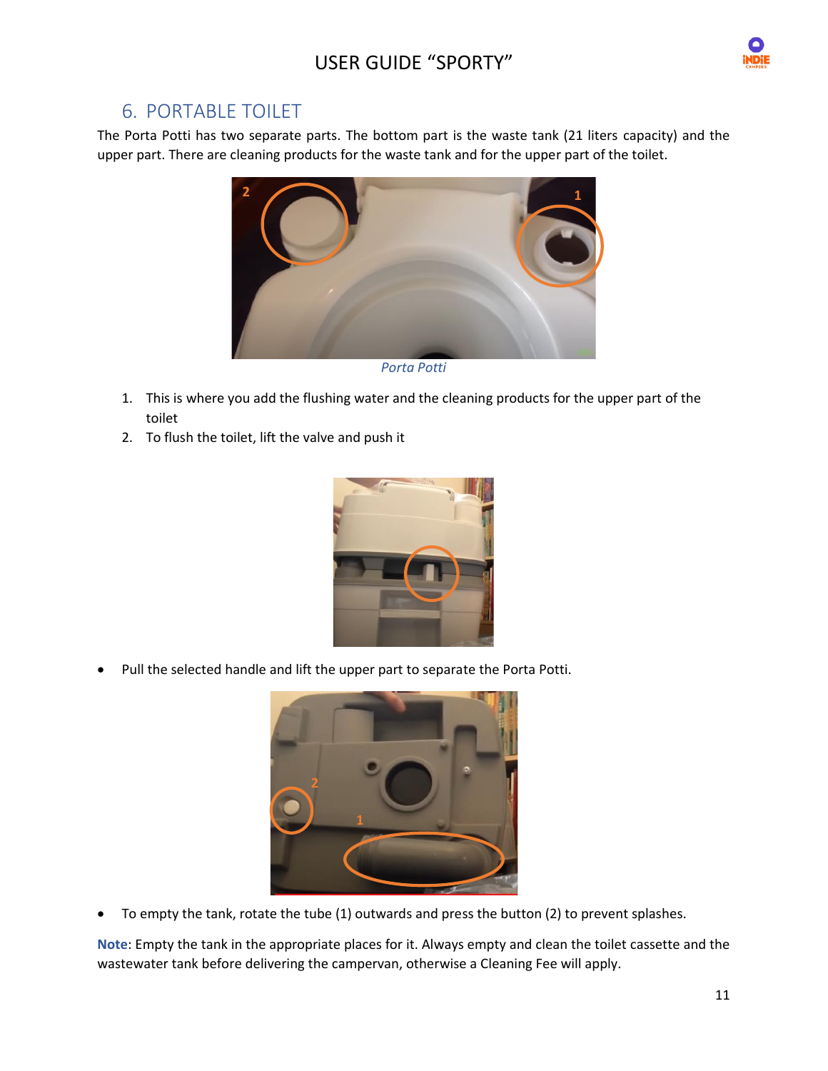## 6. PORTABLE TOILET

The Porta Potti has two separate parts. The bottom part is the waste tank (21 liters capacity) and the upper part. There are cleaning products for the waste tank and for the upper part of the toilet.

*Porta Potti*

1. This is where you add the flushing water and the cleaning products for the upper part of the toilet
2. To flush the toilet, lift the valve and push it

- Pull the selected handle and lift the upper part to separate the Porta Potti.

- To empty the tank, rotate the tube (1) outwards and press the button (2) to prevent splashes.

**Note**: Empty the tank in the appropriate places for it. Always empty and clean the toilet cassette and the wastewater tank before delivering the campervan, otherwise a Cleaning Fee will apply.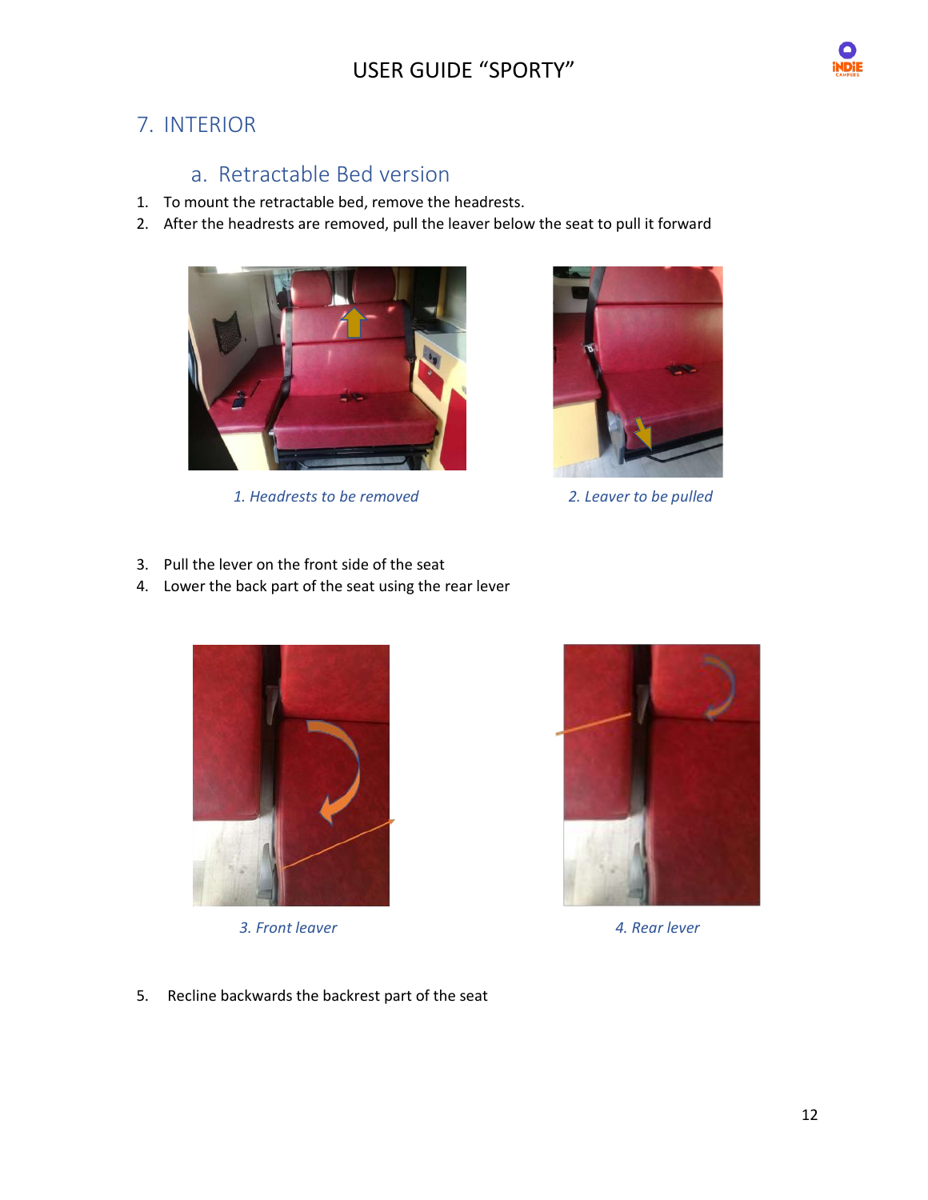## 7. INTERIOR

### a. Retractable Bed version

1. To mount the retractable bed, remove the headrests.
2. After the headrests are removed, pull the leaver below the seat to pull it forward

*1. Headrests to be removed*

*2. Leaver to be pulled*

3. Pull the lever on the front side of the seat
4. Lower the back part of the seat using the rear lever

*3. Front leaver*

*4. Rear lever*

5. Recline backwards the backrest part of the seat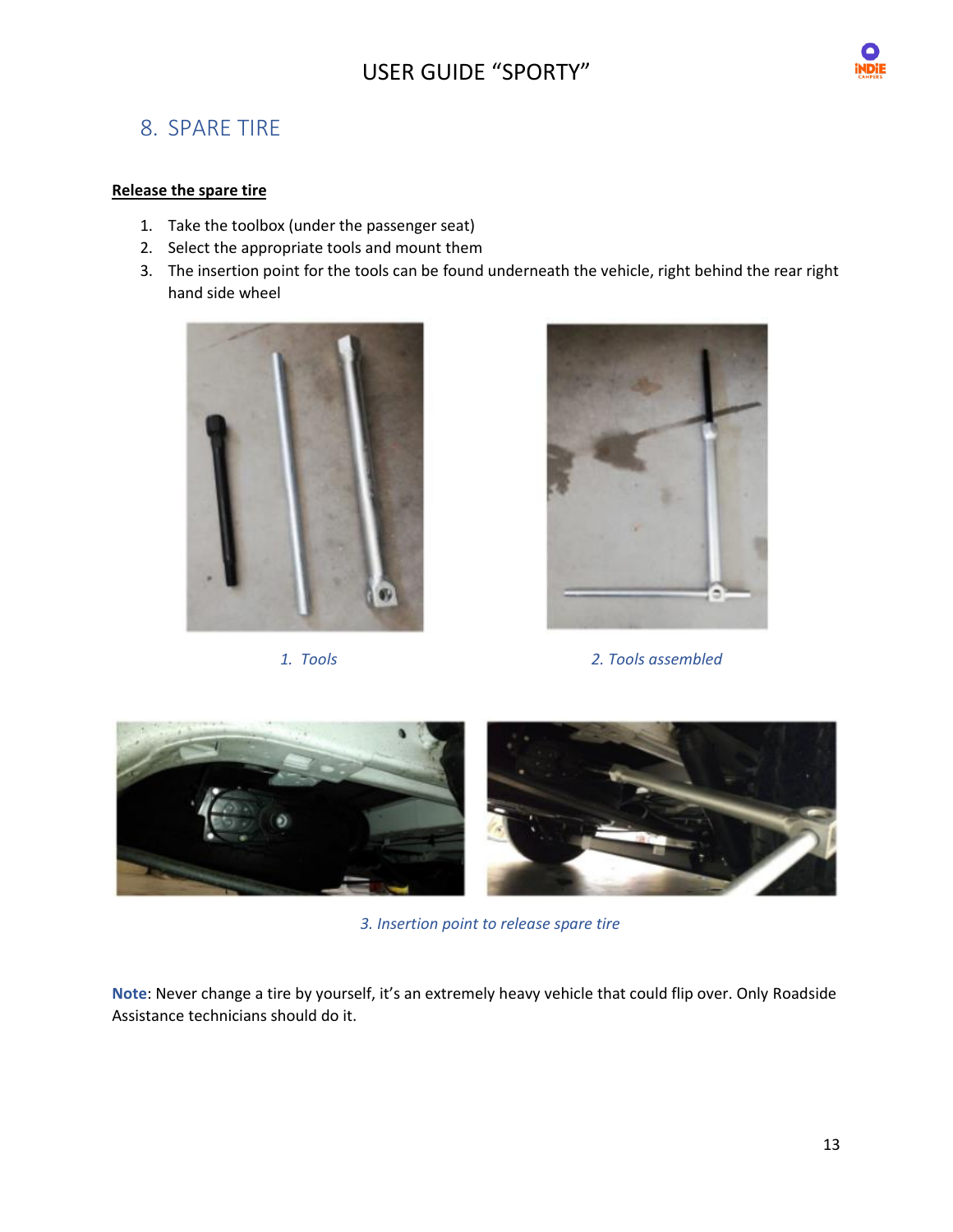## 8. SPARE TIRE

**Release the spare tire**

1. Take the toolbox (under the passenger seat)
2. Select the appropriate tools and mount them
3. The insertion point for the tools can be found underneath the vehicle, right behind the rear right hand side wheel

*1. Tools*

*2. Tools assembled*

*3. Insertion point to release spare tire*

**Note**: Never change a tire by yourself, it's an extremely heavy vehicle that could flip over. Only Roadside Assistance technicians should do it.